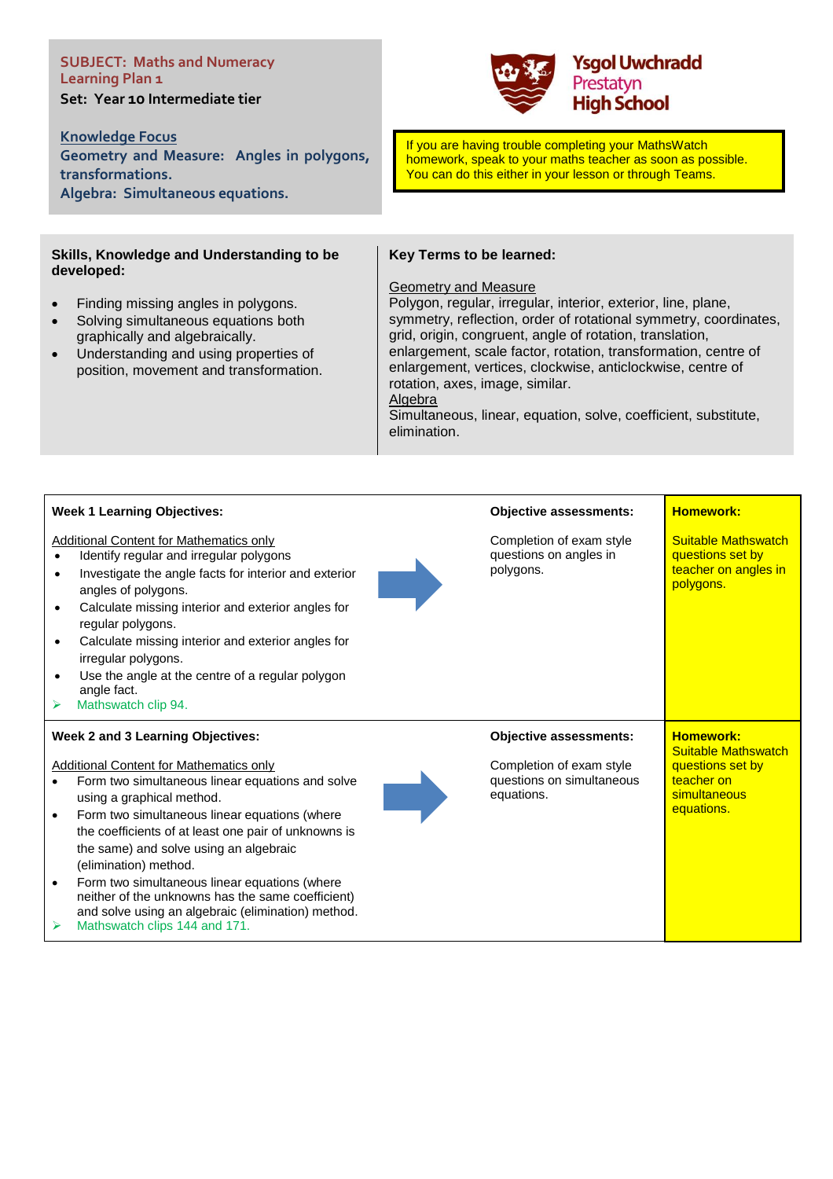**SUBJECT: Maths and Numeracy**
**Learning Plan 1**

**Set: Year 10 Intermediate tier**

**Knowledge Focus**

**Geometry and Measure: Angles in polygons, transformations.**

**Algebra: Simultaneous equations.**

**Ysgol Uwchradd Prestatyn High School**

If you are having trouble completing your MathsWatch homework, speak to your maths teacher as soon as possible. You can do this either in your lesson or through Teams.

## Skills, Knowledge and Understanding to be developed:

- Finding missing angles in polygons.
- Solving simultaneous equations both graphically and algebraically.
- Understanding and using properties of position, movement and transformation.

## Key Terms to be learned:

Geometry and Measure

Polygon, regular, irregular, interior, exterior, line, plane, symmetry, reflection, order of rotational symmetry, coordinates, grid, origin, congruent, angle of rotation, translation, enlargement, scale factor, rotation, transformation, centre of enlargement, vertices, clockwise, anticlockwise, centre of rotation, axes, image, similar.

Algebra

Simultaneous, linear, equation, solve, coefficient, substitute, elimination.

| Learning Objectives | Objective assessments | Homework |
|---|---|---|
| **Week 1 Learning Objectives:**<br><br>Additional Content for Mathematics only<br>• Identify regular and irregular polygons<br>• Investigate the angle facts for interior and exterior angles of polygons.<br>• Calculate missing interior and exterior angles for regular polygons.<br>• Calculate missing interior and exterior angles for irregular polygons.<br>• Use the angle at the centre of a regular polygon angle fact.<br>➢ Mathswatch clip 94. | **Objective assessments:**<br><br>Completion of exam style questions on angles in polygons. | **Homework:**<br><br>Suitable Mathswatch questions set by teacher on angles in polygons. |
| **Week 2 and 3 Learning Objectives:**<br><br>Additional Content for Mathematics only<br>• Form two simultaneous linear equations and solve using a graphical method.<br>• Form two simultaneous linear equations (where the coefficients of at least one pair of unknowns is the same) and solve using an algebraic (elimination) method.<br>• Form two simultaneous linear equations (where neither of the unknowns has the same coefficient) and solve using an algebraic (elimination) method.<br>➢ Mathswatch clips 144 and 171. | **Objective assessments:**<br><br>Completion of exam style questions on simultaneous equations. | **Homework:**<br>Suitable Mathswatch questions set by teacher on simultaneous equations. |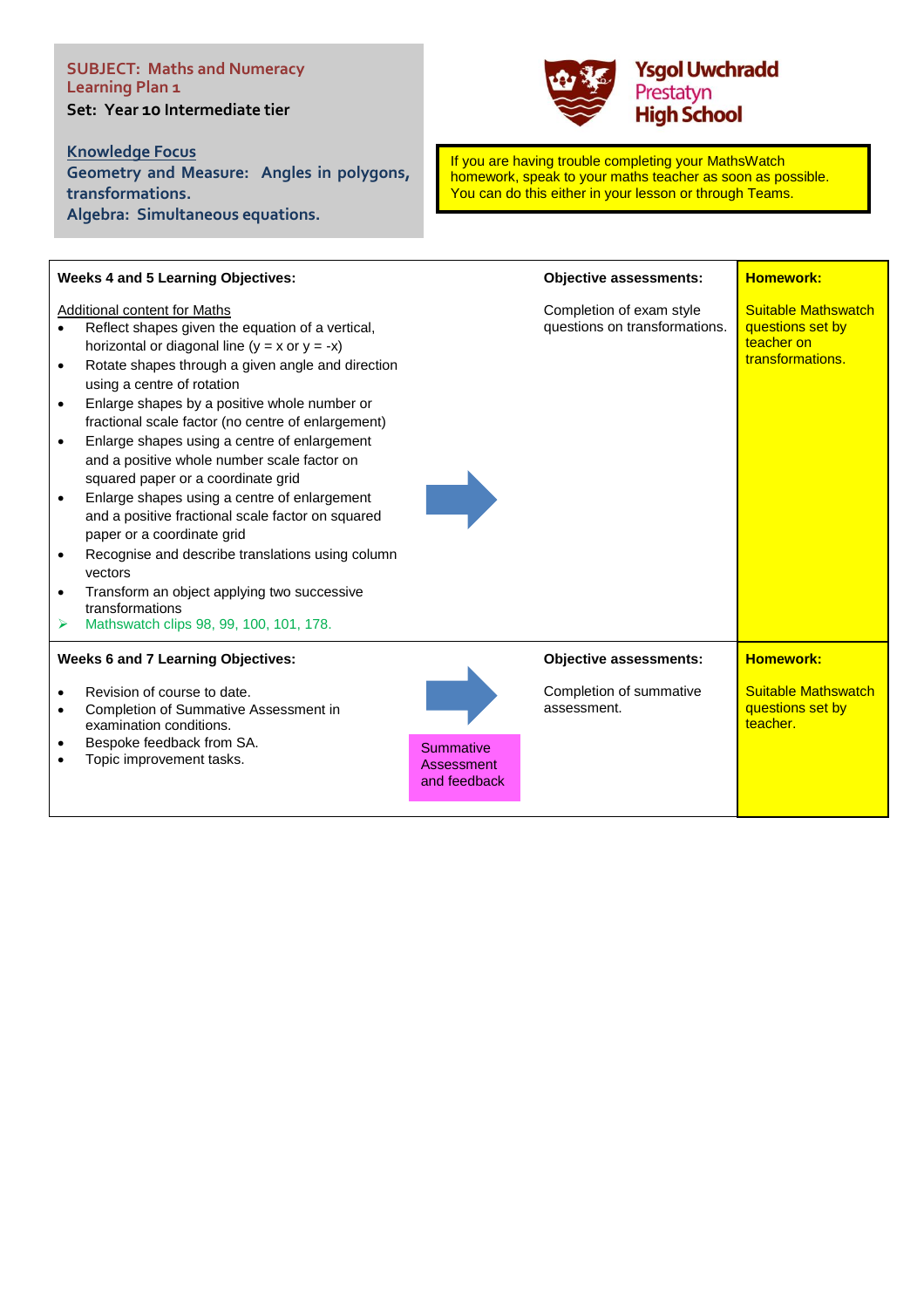**SUBJECT: Maths and Numeracy**
**Learning Plan 1**

**Set: Year 10 Intermediate tier**

**Knowledge Focus**

**Geometry and Measure: Angles in polygons, transformations.**

**Algebra: Simultaneous equations.**

**Ysgol Uwchradd Prestatyn High School**

If you are having trouble completing your MathsWatch homework, speak to your maths teacher as soon as possible. You can do this either in your lesson or through Teams.

| | | |
|---|---|---|
| **Weeks 4 and 5 Learning Objectives:**<br><br>Additional content for Maths<br>• Reflect shapes given the equation of a vertical, horizontal or diagonal line (y = x or y = -x)<br>• Rotate shapes through a given angle and direction using a centre of rotation<br>• Enlarge shapes by a positive whole number or fractional scale factor (no centre of enlargement)<br>• Enlarge shapes using a centre of enlargement and a positive whole number scale factor on squared paper or a coordinate grid<br>• Enlarge shapes using a centre of enlargement and a positive fractional scale factor on squared paper or a coordinate grid<br>• Recognise and describe translations using column vectors<br>• Transform an object applying two successive transformations<br>➢ Mathswatch clips 98, 99, 100, 101, 178. | **Objective assessments:**<br><br>Completion of exam style questions on transformations. | **Homework:**<br><br>Suitable Mathswatch questions set by teacher on transformations. |
| **Weeks 6 and 7 Learning Objectives:**<br><br>• Revision of course to date.<br>• Completion of Summative Assessment in examination conditions.<br>• Bespoke feedback from SA.<br>• Topic improvement tasks.<br><br>Summative Assessment and feedback | **Objective assessments:**<br><br>Completion of summative assessment. | **Homework:**<br><br>Suitable Mathswatch questions set by teacher. |